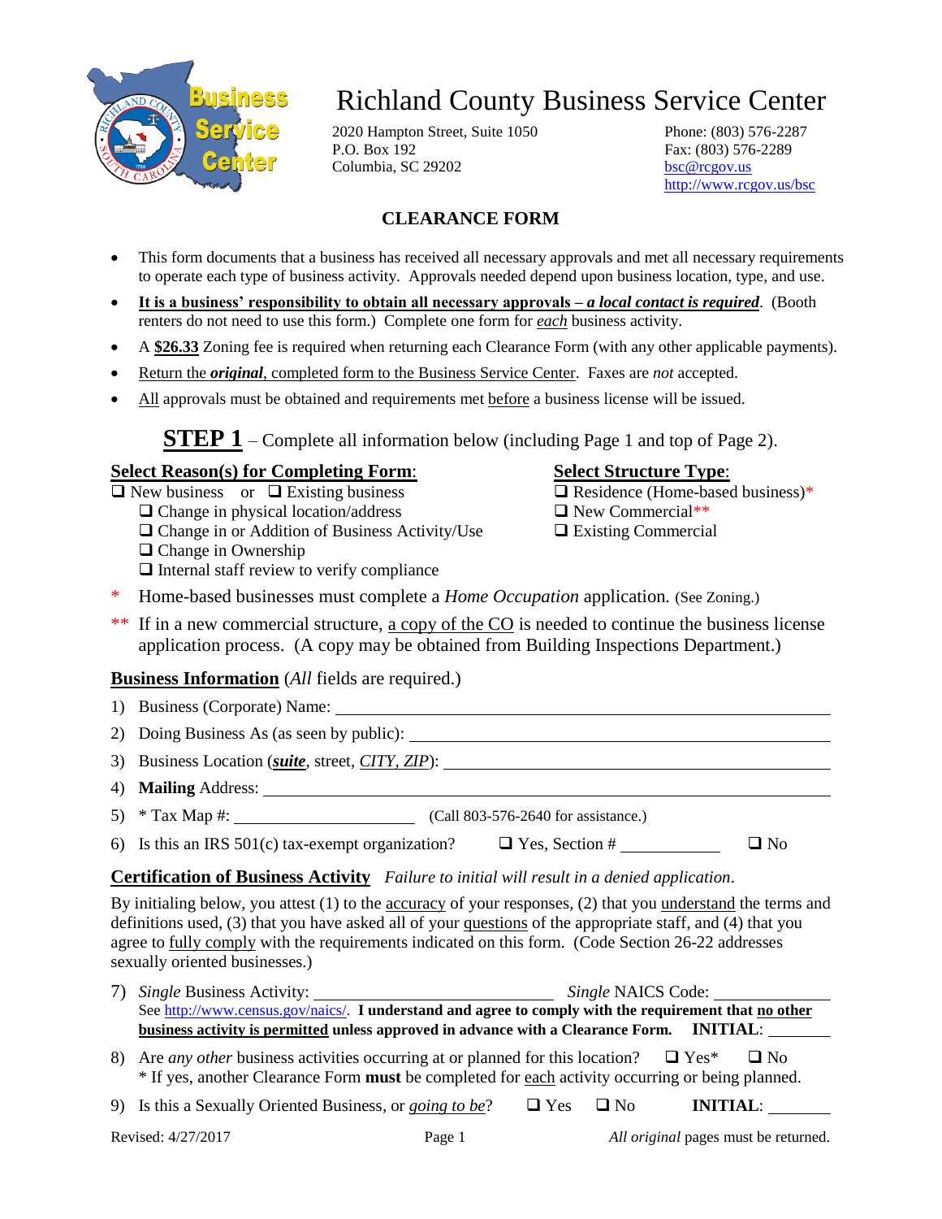# Richland County Business Service Center

2020 Hampton Street, Suite 1050
P.O. Box 192
Columbia, SC 29202

Phone: (803) 576-2287
Fax: (803) 576-2289
bsc@rcgov.us
http://www.rcgov.us/bsc

## CLEARANCE FORM

- This form documents that a business has received all necessary approvals and met all necessary requirements to operate each type of business activity. Approvals needed depend upon business location, type, and use.
- **It is a business' responsibility to obtain all necessary approvals – *a local contact is required*.** (Booth renters do not need to use this form.) Complete one form for *each* business activity.
- A **$26.33** Zoning fee is required when returning each Clearance Form (with any other applicable payments).
- Return the ***original***, completed form to the Business Service Center. Faxes are *not* accepted.
- All approvals must be obtained and requirements met before a business license will be issued.

### STEP 1 – Complete all information below (including Page 1 and top of Page 2).

**Select Reason(s) for Completing Form:**

- ☐ New business or ☐ Existing business
  - ☐ Change in physical location/address
  - ☐ Change in or Addition of Business Activity/Use
  - ☐ Change in Ownership
  - ☐ Internal staff review to verify compliance

**Select Structure Type:**

- ☐ Residence (Home-based business)*
- ☐ New Commercial**
- ☐ Existing Commercial

\* Home-based businesses must complete a *Home Occupation* application. (See Zoning.)

\** If in a new commercial structure, a copy of the CO is needed to continue the business license application process. (A copy may be obtained from Building Inspections Department.)

**Business Information** (*All* fields are required.)

1) Business (Corporate) Name: ____________________
2) Doing Business As (as seen by public): ____________________
3) Business Location (***suite***, street, *CITY, ZIP*): ____________________
4) **Mailing** Address: ____________________
5) * Tax Map #: ____________________ (Call 803-576-2640 for assistance.)
6) Is this an IRS 501(c) tax-exempt organization? ☐ Yes, Section # __________ ☐ No

**Certification of Business Activity** *Failure to initial will result in a denied application.*

By initialing below, you attest (1) to the accuracy of your responses, (2) that you understand the terms and definitions used, (3) that you have asked all of your questions of the appropriate staff, and (4) that you agree to fully comply with the requirements indicated on this form. (Code Section 26-22 addresses sexually oriented businesses.)

7) *Single* Business Activity: ____________________ *Single* NAICS Code: __________
   See http://www.census.gov/naics/. **I understand and agree to comply with the requirement that no other business activity is permitted unless approved in advance with a Clearance Form.** **INITIAL**: ________
8) Are *any other* business activities occurring at or planned for this location? ☐ Yes* ☐ No
   \* If yes, another Clearance Form **must** be completed for each activity occurring or being planned.
9) Is this a Sexually Oriented Business, or *going to be*? ☐ Yes ☐ No **INITIAL**: ________

Revised: 4/27/2017

*All original* pages must be returned.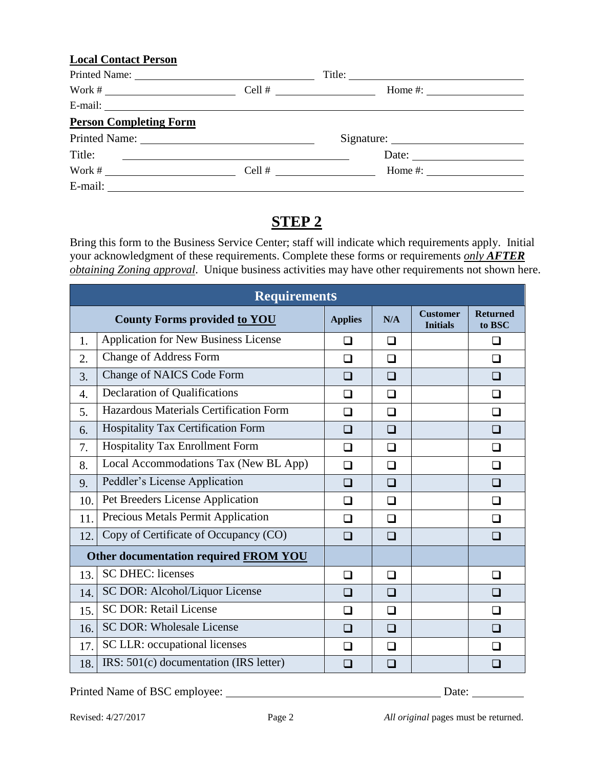**Local Contact Person**

Printed Name: ______________________________ Title: ______________________________

Work # ____________________ Cell # ________________ Home #: ________________

E-mail: ______________________________________________________________________

**Person Completing Form**

Printed Name: ______________________________ Signature: ______________________

Title: ______________________________________ Date: ___________________

Work # ____________________ Cell # ________________ Home #: ________________

E-mail: ______________________________________________________________________

## STEP 2

Bring this form to the Business Service Center; staff will indicate which requirements apply. Initial your acknowledgment of these requirements. Complete these forms or requirements ***only AFTER obtaining Zoning approval***. Unique business activities may have other requirements not shown here.

| Requirements | | | | | |
|---|---|---|---|---|---|
| **County Forms provided to YOU** | | **Applies** | **N/A** | **Customer Initials** | **Returned to BSC** |
| 1. | Application for New Business License | ❑ | ❑ | | ❑ |
| 2. | Change of Address Form | ❑ | ❑ | | ❑ |
| 3. | Change of NAICS Code Form | ❑ | ❑ | | ❑ |
| 4. | Declaration of Qualifications | ❑ | ❑ | | ❑ |
| 5. | Hazardous Materials Certification Form | ❑ | ❑ | | ❑ |
| 6. | Hospitality Tax Certification Form | ❑ | ❑ | | ❑ |
| 7. | Hospitality Tax Enrollment Form | ❑ | ❑ | | ❑ |
| 8. | Local Accommodations Tax (New BL App) | ❑ | ❑ | | ❑ |
| 9. | Peddler's License Application | ❑ | ❑ | | ❑ |
| 10. | Pet Breeders License Application | ❑ | ❑ | | ❑ |
| 11. | Precious Metals Permit Application | ❑ | ❑ | | ❑ |
| 12. | Copy of Certificate of Occupancy (CO) | ❑ | ❑ | | ❑ |
| **Other documentation required FROM YOU** | | | | | |
| 13. | SC DHEC: licenses | ❑ | ❑ | | ❑ |
| 14. | SC DOR: Alcohol/Liquor License | ❑ | ❑ | | ❑ |
| 15. | SC DOR: Retail License | ❑ | ❑ | | ❑ |
| 16. | SC DOR: Wholesale License | ❑ | ❑ | | ❑ |
| 17. | SC LLR: occupational licenses | ❑ | ❑ | | ❑ |
| 18. | IRS: 501(c) documentation (IRS letter) | ❑ | ❑ | | ❑ |

Printed Name of BSC employee: ______________________________________ Date: __________

Revised: 4/27/2017

*All original* pages must be returned.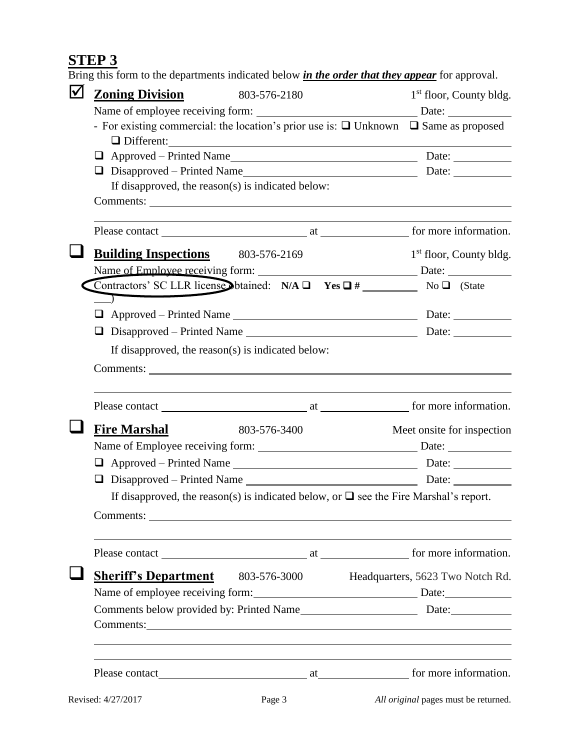## STEP 3

Bring this form to the departments indicated below ***in the order that they appear*** for approval.

☑ **Zoning Division** 803-576-2180 1st floor, County bldg.

Name of employee receiving form: ______________________ Date: __________

- For existing commercial: the location's prior use is: ❑ Unknown ❑ Same as proposed ❑ Different: ______________________

❑ Approved – Printed Name ______________________ Date: __________

❑ Disapproved – Printed Name ______________________ Date: __________

If disapproved, the reason(s) is indicated below:

Comments: ______________________

Please contact ______________________ at ______________ for more information.

❑ **Building Inspections** 803-576-2169 1st floor, County bldg.

Name of Employee receiving form: ______________________ Date: __________

Contractors' SC LLR license obtained: **N/A** ❑ **Yes** ❑ **#** __________ No ❑ (State ___)

❑ Approved – Printed Name ______________________ Date: __________

❑ Disapproved – Printed Name ______________________ Date: __________

If disapproved, the reason(s) is indicated below:

Comments: ______________________

Please contact ______________________ at ______________ for more information.

❑ **Fire Marshal** 803-576-3400 Meet onsite for inspection

Name of Employee receiving form: ______________________ Date: __________

❑ Approved – Printed Name ______________________ Date: __________

❑ Disapproved – Printed Name ______________________ Date: __________

If disapproved, the reason(s) is indicated below, or ❑ see the Fire Marshal's report.

Comments: ______________________

Please contact ______________________ at ______________ for more information.

❑ **Sheriff's Department** 803-576-3000 Headquarters, 5623 Two Notch Rd.

Name of employee receiving form: ______________________ Date: __________

Comments below provided by: Printed Name ______________________ Date: __________

Comments: ______________________

Please contact ______________________ at ______________ for more information.

Revised: 4/27/2017

*All original* pages must be returned.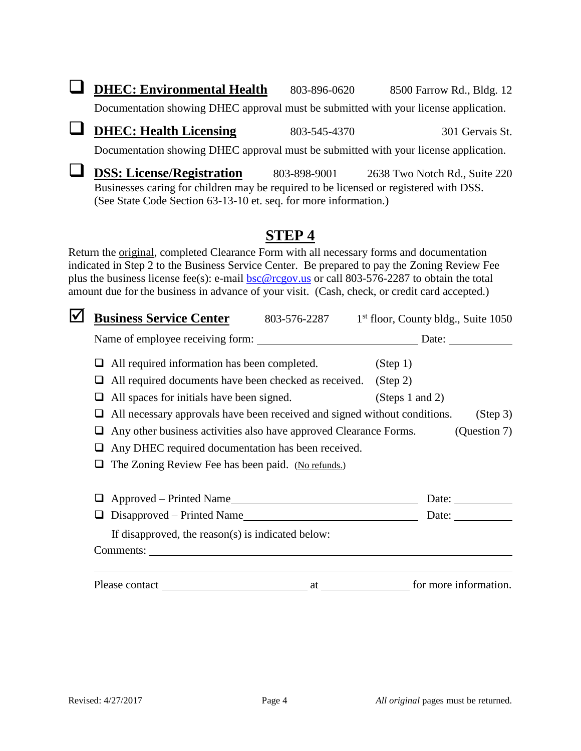- [ ] **DHEC: Environmental Health** 803-896-0620 8500 Farrow Rd., Bldg. 12

  Documentation showing DHEC approval must be submitted with your license application.

- [ ] **DHEC: Health Licensing** 803-545-4370 301 Gervais St.

  Documentation showing DHEC approval must be submitted with your license application.

- [ ] **DSS: License/Registration** 803-898-9001 2638 Two Notch Rd., Suite 220

  Businesses caring for children may be required to be licensed or registered with DSS. (See State Code Section 63-13-10 et. seq. for more information.)

## STEP 4

Return the original, completed Clearance Form with all necessary forms and documentation indicated in Step 2 to the Business Service Center. Be prepared to pay the Zoning Review Fee plus the business license fee(s): e-mail bsc@rcgov.us or call 803-576-2287 to obtain the total amount due for the business in advance of your visit. (Cash, check, or credit card accepted.)

- [x] **Business Service Center** 803-576-2287 1st floor, County bldg., Suite 1050

  Name of employee receiving form: ____________________ Date: __________

  - [ ] All required information has been completed. (Step 1)
  - [ ] All required documents have been checked as received. (Step 2)
  - [ ] All spaces for initials have been signed. (Steps 1 and 2)
  - [ ] All necessary approvals have been received and signed without conditions. (Step 3)
  - [ ] Any other business activities also have approved Clearance Forms. (Question 7)
  - [ ] Any DHEC required documentation has been received.
  - [ ] The Zoning Review Fee has been paid. (No refunds.)

  - [ ] Approved – Printed Name ____________________ Date: __________
  - [ ] Disapproved – Printed Name ____________________ Date: __________

  If disapproved, the reason(s) is indicated below:

  Comments: ______________________________________________

  ______________________________________________

  Please contact ____________________ at ______________ for more information.

Revised: 4/27/2017

*All original* pages must be returned.